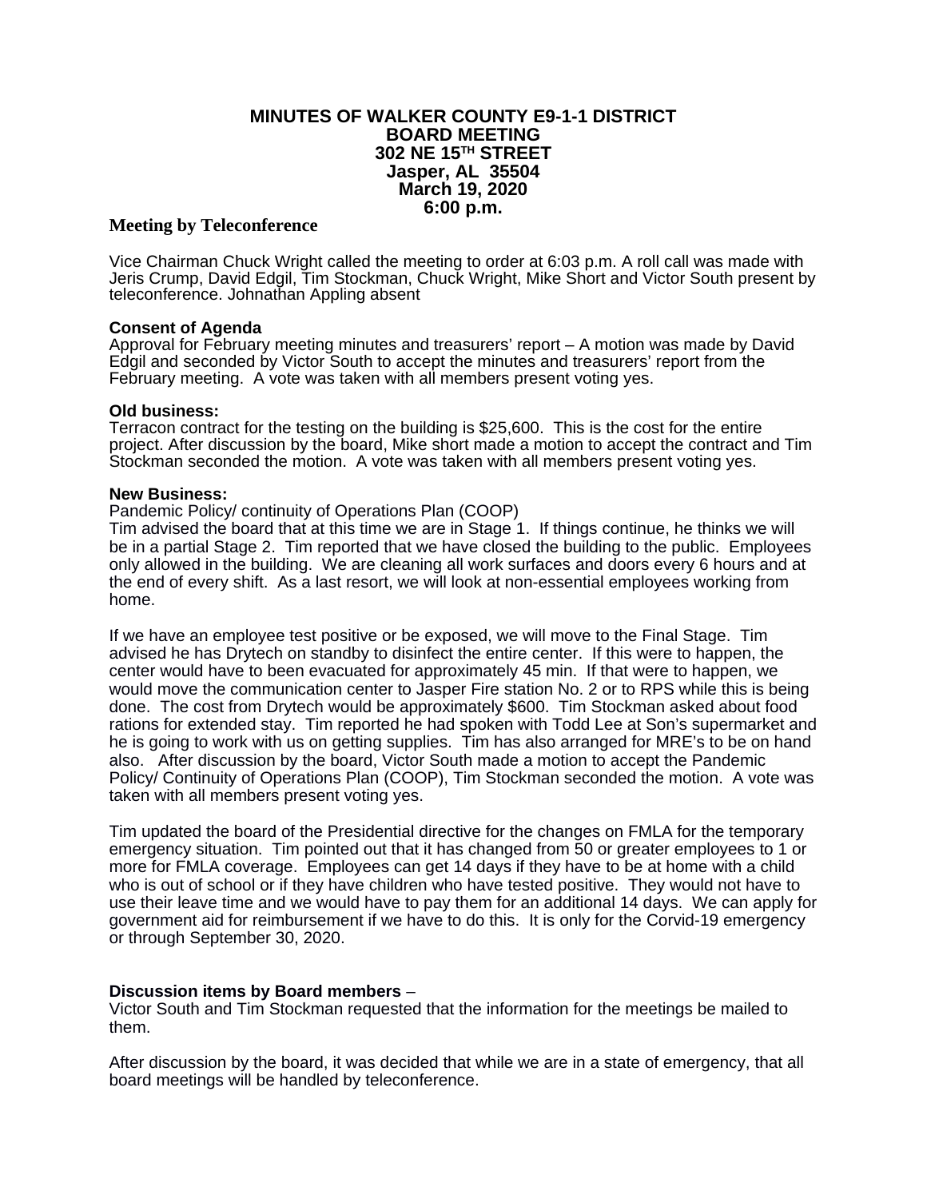# MINUTES OF WALKER COUNTY E9-1-1 DISTRICT
## BOARD MEETING
## 302 NE 15TH STREET
## Jasper, AL 35504
## March 19, 2020
## 6:00 p.m.

**Meeting by Teleconference**

Vice Chairman Chuck Wright called the meeting to order at 6:03 p.m. A roll call was made with Jeris Crump, David Edgil, Tim Stockman, Chuck Wright, Mike Short and Victor South present by teleconference. Johnathan Appling absent

**Consent of Agenda**
Approval for February meeting minutes and treasurers' report – A motion was made by David Edgil and seconded by Victor South to accept the minutes and treasurers' report from the February meeting. A vote was taken with all members present voting yes.

**Old business:**
Terracon contract for the testing on the building is $25,600. This is the cost for the entire project. After discussion by the board, Mike short made a motion to accept the contract and Tim Stockman seconded the motion. A vote was taken with all members present voting yes.

**New Business:**
Pandemic Policy/ continuity of Operations Plan (COOP)
Tim advised the board that at this time we are in Stage 1. If things continue, he thinks we will be in a partial Stage 2. Tim reported that we have closed the building to the public. Employees only allowed in the building. We are cleaning all work surfaces and doors every 6 hours and at the end of every shift. As a last resort, we will look at non-essential employees working from home.

If we have an employee test positive or be exposed, we will move to the Final Stage. Tim advised he has Drytech on standby to disinfect the entire center. If this were to happen, the center would have to been evacuated for approximately 45 min. If that were to happen, we would move the communication center to Jasper Fire station No. 2 or to RPS while this is being done. The cost from Drytech would be approximately $600. Tim Stockman asked about food rations for extended stay. Tim reported he had spoken with Todd Lee at Son's supermarket and he is going to work with us on getting supplies. Tim has also arranged for MRE's to be on hand also. After discussion by the board, Victor South made a motion to accept the Pandemic Policy/ Continuity of Operations Plan (COOP), Tim Stockman seconded the motion. A vote was taken with all members present voting yes.

Tim updated the board of the Presidential directive for the changes on FMLA for the temporary emergency situation. Tim pointed out that it has changed from 50 or greater employees to 1 or more for FMLA coverage. Employees can get 14 days if they have to be at home with a child who is out of school or if they have children who have tested positive. They would not have to use their leave time and we would have to pay them for an additional 14 days. We can apply for government aid for reimbursement if we have to do this. It is only for the Corvid-19 emergency or through September 30, 2020.

**Discussion items by Board members** –
Victor South and Tim Stockman requested that the information for the meetings be mailed to them.

After discussion by the board, it was decided that while we are in a state of emergency, that all board meetings will be handled by teleconference.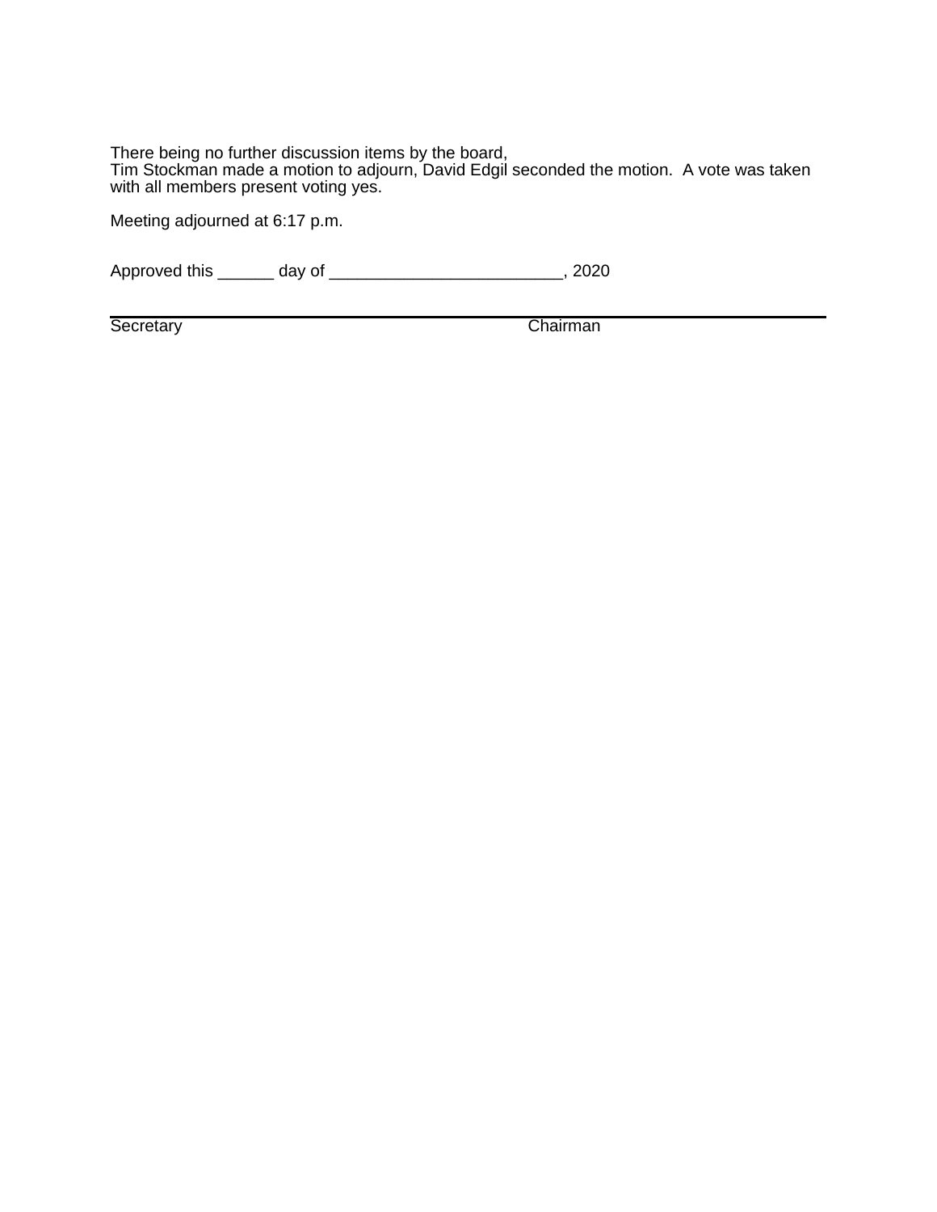There being no further discussion items by the board,
Tim Stockman made a motion to adjourn, David Edgil seconded the motion. A vote was taken with all members present voting yes.

Meeting adjourned at 6:17 p.m.

Approved this ______ day of _________________________, 2020

Secretary                                                                 Chairman